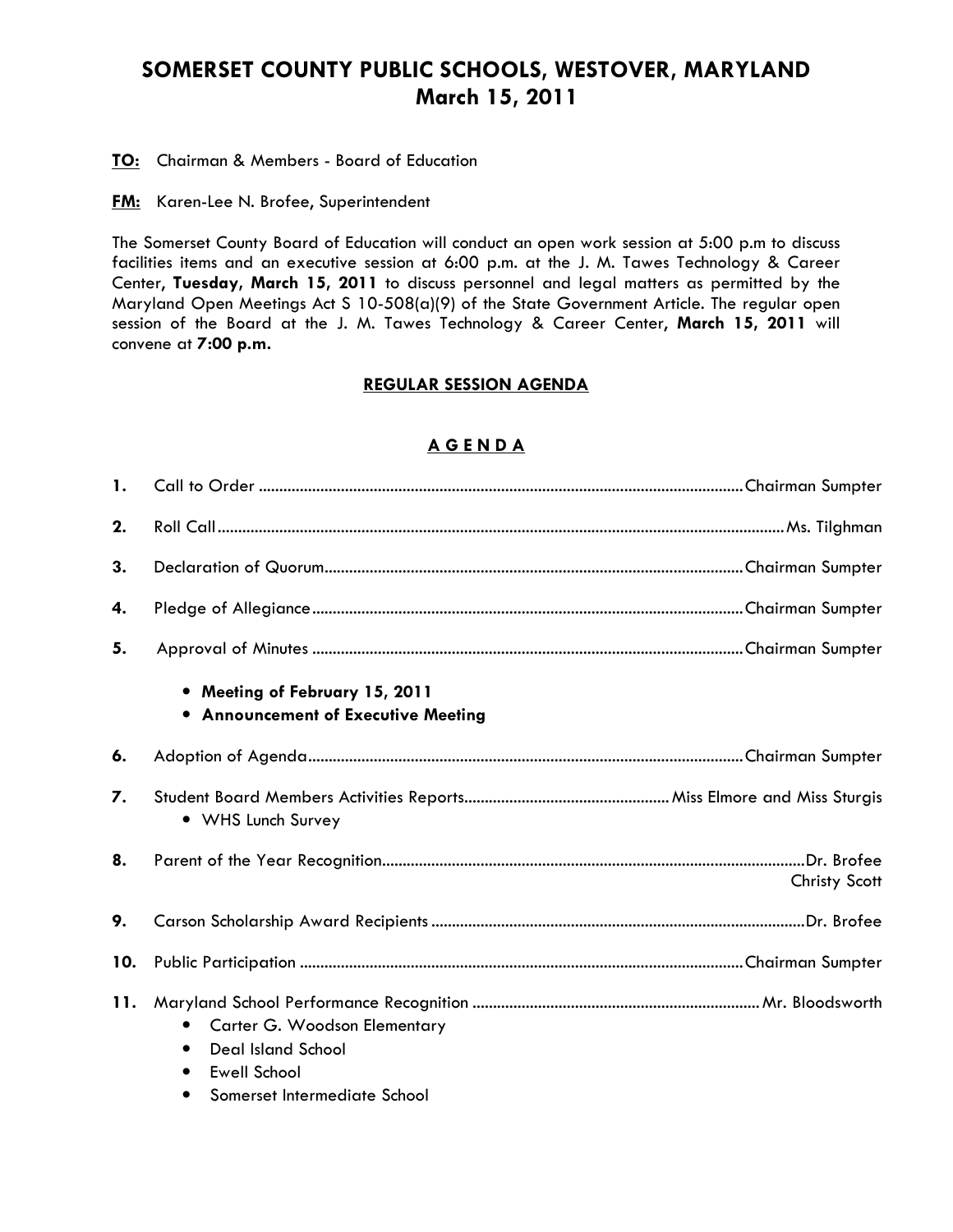# SOMERSET COUNTY PUBLIC SCHOOLS, WESTOVER, MARYLAND
## March 15, 2011

**TO:** Chairman & Members - Board of Education

**FM:** Karen-Lee N. Brofee, Superintendent

The Somerset County Board of Education will conduct an open work session at 5:00 p.m to discuss facilities items and an executive session at 6:00 p.m. at the J. M. Tawes Technology & Career Center**, Tuesday, March 15, 2011** to discuss personnel and legal matters as permitted by the Maryland Open Meetings Act S 10-508(a)(9) of the State Government Article. The regular open session of the Board at the J. M. Tawes Technology & Career Center**, March 15, 2011** will convene at **7:00 p.m.**

### REGULAR SESSION AGENDA

### A G E N D A

1. Call to Order .................... Chairman Sumpter
2. Roll Call .................... Ms. Tilghman
3. Declaration of Quorum .................... Chairman Sumpter
4. Pledge of Allegiance .................... Chairman Sumpter
5. Approval of Minutes .................... Chairman Sumpter
   - **Meeting of February 15, 2011**
   - **Announcement of Executive Meeting**
6. Adoption of Agenda .................... Chairman Sumpter
7. Student Board Members Activities Reports .................... Miss Elmore and Miss Sturgis
   - WHS Lunch Survey
8. Parent of the Year Recognition .................... Dr. Brofee
   Christy Scott
9. Carson Scholarship Award Recipients .................... Dr. Brofee
10. Public Participation .................... Chairman Sumpter
11. Maryland School Performance Recognition .................... Mr. Bloodsworth
    - Carter G. Woodson Elementary
    - Deal Island School
    - Ewell School
    - Somerset Intermediate School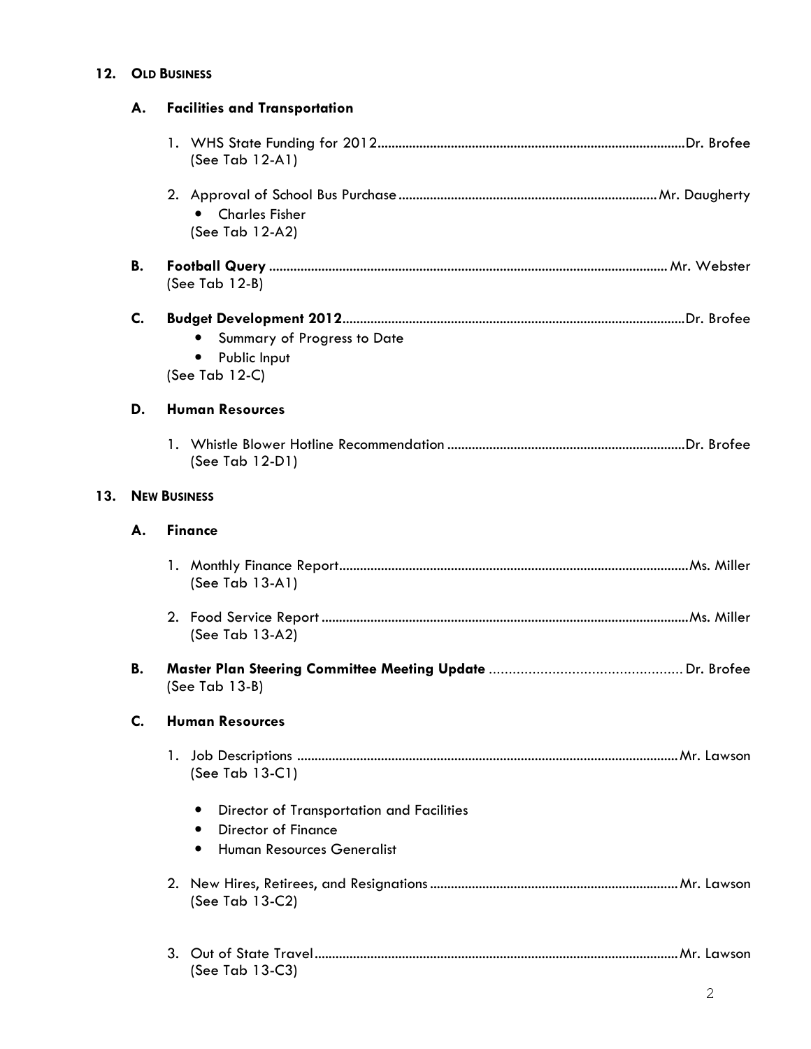## 12. OLD BUSINESS

### A. Facilities and Transportation

1. WHS State Funding for 2012 .......... Dr. Brofee
   (See Tab 12-A1)

2. Approval of School Bus Purchase .......... Mr. Daugherty
   - Charles Fisher

   (See Tab 12-A2)

### B. Football Query .......... Mr. Webster

(See Tab 12-B)

### C. Budget Development 2012 .......... Dr. Brofee

- Summary of Progress to Date
- Public Input

(See Tab 12-C)

### D. Human Resources

1. Whistle Blower Hotline Recommendation .......... Dr. Brofee
   (See Tab 12-D1)

## 13. NEW BUSINESS

### A. Finance

1. Monthly Finance Report .......... Ms. Miller
   (See Tab 13-A1)

2. Food Service Report .......... Ms. Miller
   (See Tab 13-A2)

### B. Master Plan Steering Committee Meeting Update .......... Dr. Brofee

(See Tab 13-B)

### C. Human Resources

1. Job Descriptions .......... Mr. Lawson
   (See Tab 13-C1)

   - Director of Transportation and Facilities
   - Director of Finance
   - Human Resources Generalist

2. New Hires, Retirees, and Resignations .......... Mr. Lawson
   (See Tab 13-C2)

3. Out of State Travel .......... Mr. Lawson
   (See Tab 13-C3)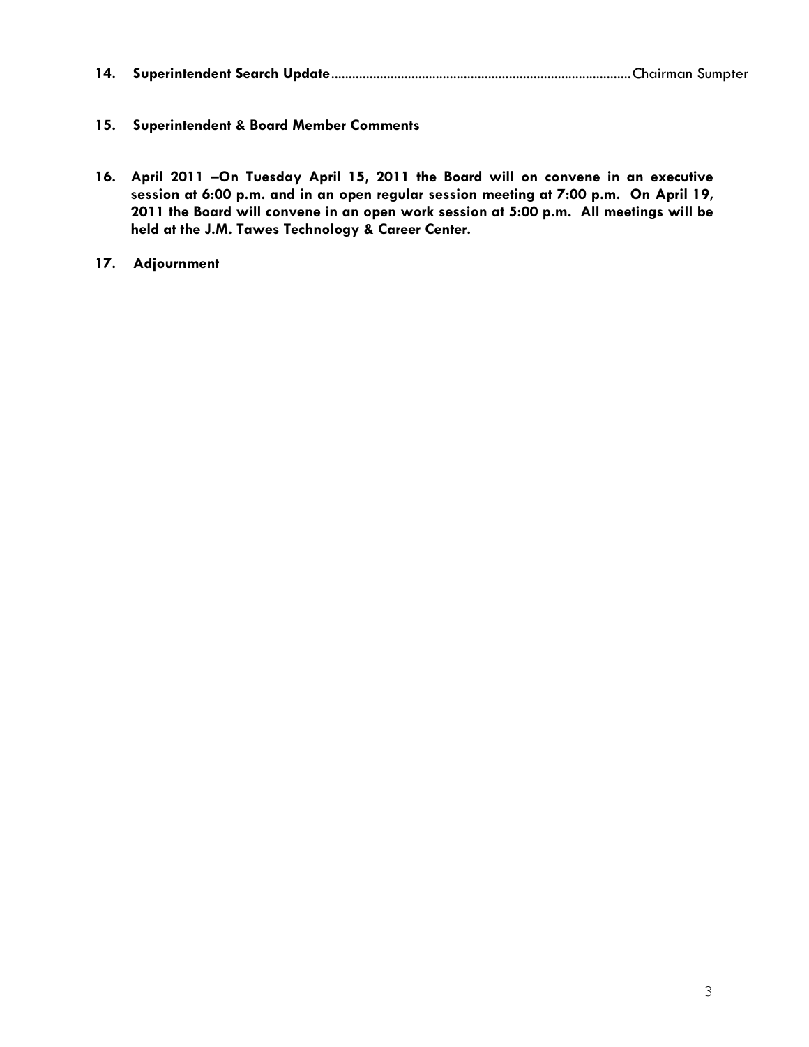14. **Superintendent Search Update**......................................................................................Chairman Sumpter

15. **Superintendent & Board Member Comments**

16. **April 2011 –On Tuesday April 15, 2011 the Board will on convene in an executive session at 6:00 p.m. and in an open regular session meeting at 7:00 p.m. On April 19, 2011 the Board will convene in an open work session at 5:00 p.m. All meetings will be held at the J.M. Tawes Technology & Career Center.**

17. **Adjournment**